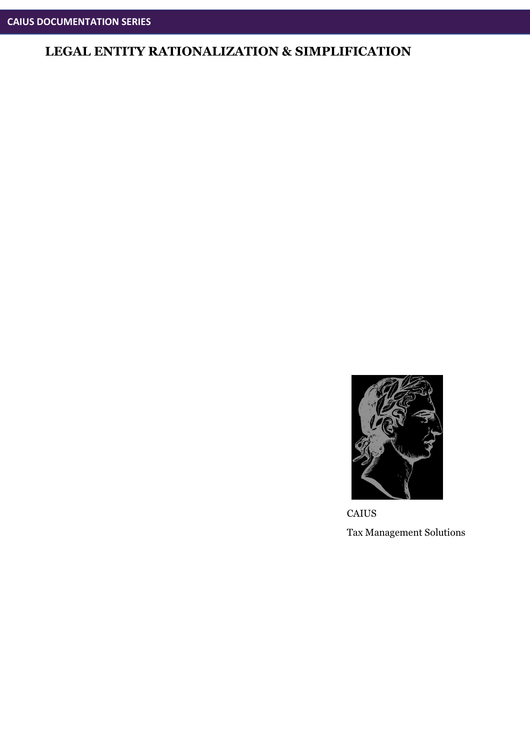CAIUS DOCUMENTATION SERIES

# LEGAL ENTITY RATIONALIZATION & SIMPLIFICATION

CAIUS

Tax Management Solutions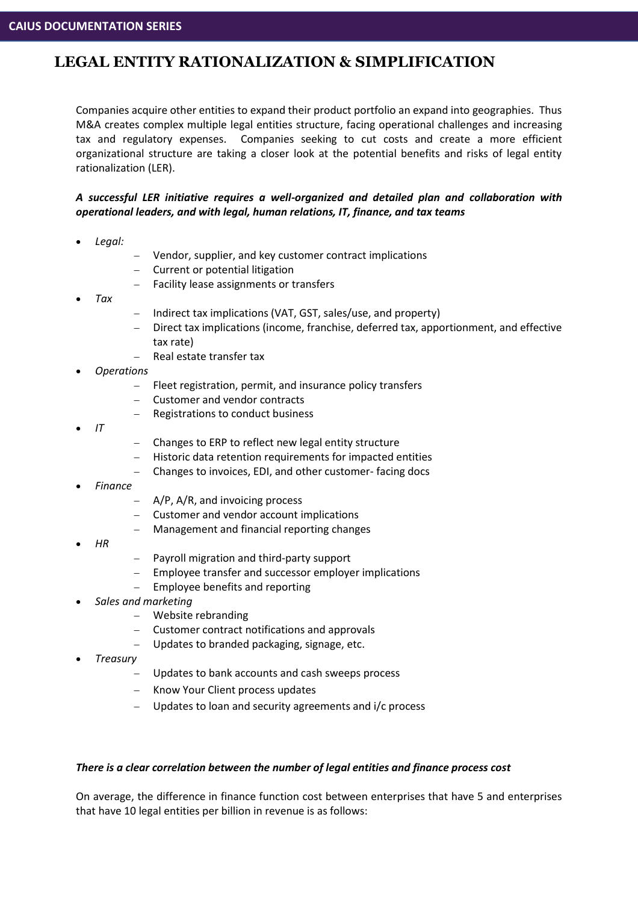# LEGAL ENTITY RATIONALIZATION & SIMPLIFICATION

Companies acquire other entities to expand their product portfolio an expand into geographies. Thus M&A creates complex multiple legal entities structure, facing operational challenges and increasing tax and regulatory expenses. Companies seeking to cut costs and create a more efficient organizational structure are taking a closer look at the potential benefits and risks of legal entity rationalization (LER).

***A successful LER initiative requires a well-organized and detailed plan and collaboration with operational leaders, and with legal, human relations, IT, finance, and tax teams***

- *Legal:*
  - Vendor, supplier, and key customer contract implications
  - Current or potential litigation
  - Facility lease assignments or transfers
- *Tax*
  - Indirect tax implications (VAT, GST, sales/use, and property)
  - Direct tax implications (income, franchise, deferred tax, apportionment, and effective tax rate)
  - Real estate transfer tax
- *Operations*
  - Fleet registration, permit, and insurance policy transfers
  - Customer and vendor contracts
  - Registrations to conduct business
- *IT*
  - Changes to ERP to reflect new legal entity structure
  - Historic data retention requirements for impacted entities
  - Changes to invoices, EDI, and other customer- facing docs
- *Finance*
  - A/P, A/R, and invoicing process
  - Customer and vendor account implications
  - Management and financial reporting changes
- *HR*
  - Payroll migration and third-party support
  - Employee transfer and successor employer implications
  - Employee benefits and reporting
- *Sales and marketing*
  - Website rebranding
  - Customer contract notifications and approvals
  - Updates to branded packaging, signage, etc.
- *Treasury*
  - Updates to bank accounts and cash sweeps process
  - Know Your Client process updates
  - Updates to loan and security agreements and i/c process

***There is a clear correlation between the number of legal entities and finance process cost***

On average, the difference in finance function cost between enterprises that have 5 and enterprises that have 10 legal entities per billion in revenue is as follows: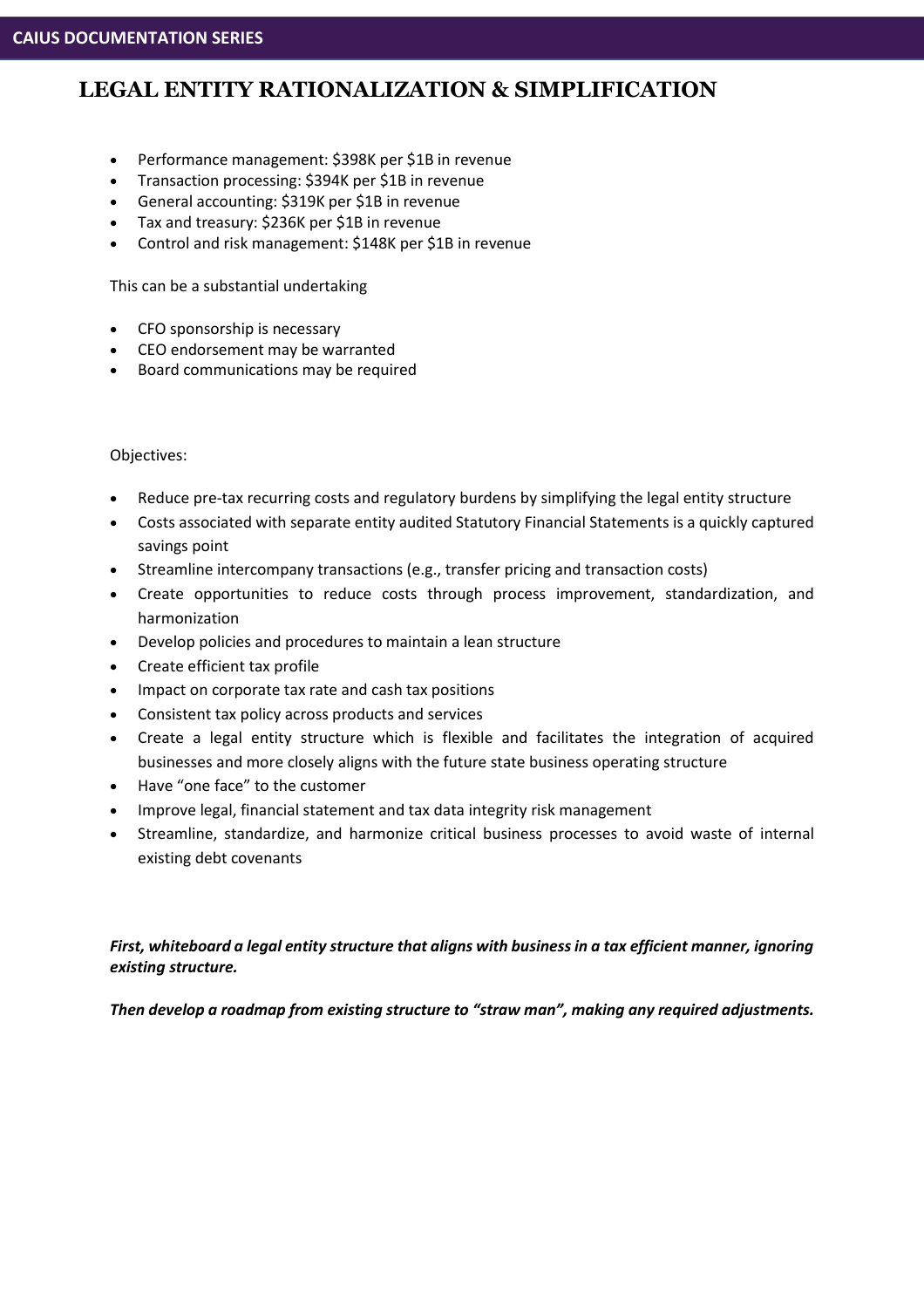# LEGAL ENTITY RATIONALIZATION & SIMPLIFICATION

- Performance management: $398K per $1B in revenue
- Transaction processing: $394K per $1B in revenue
- General accounting: $319K per $1B in revenue
- Tax and treasury: $236K per $1B in revenue
- Control and risk management: $148K per $1B in revenue

This can be a substantial undertaking

- CFO sponsorship is necessary
- CEO endorsement may be warranted
- Board communications may be required

Objectives:

- Reduce pre-tax recurring costs and regulatory burdens by simplifying the legal entity structure
- Costs associated with separate entity audited Statutory Financial Statements is a quickly captured savings point
- Streamline intercompany transactions (e.g., transfer pricing and transaction costs)
- Create opportunities to reduce costs through process improvement, standardization, and harmonization
- Develop policies and procedures to maintain a lean structure
- Create efficient tax profile
- Impact on corporate tax rate and cash tax positions
- Consistent tax policy across products and services
- Create a legal entity structure which is flexible and facilitates the integration of acquired businesses and more closely aligns with the future state business operating structure
- Have "one face" to the customer
- Improve legal, financial statement and tax data integrity risk management
- Streamline, standardize, and harmonize critical business processes to avoid waste of internal existing debt covenants

***First, whiteboard a legal entity structure that aligns with business in a tax efficient manner, ignoring existing structure.***

***Then develop a roadmap from existing structure to "straw man", making any required adjustments.***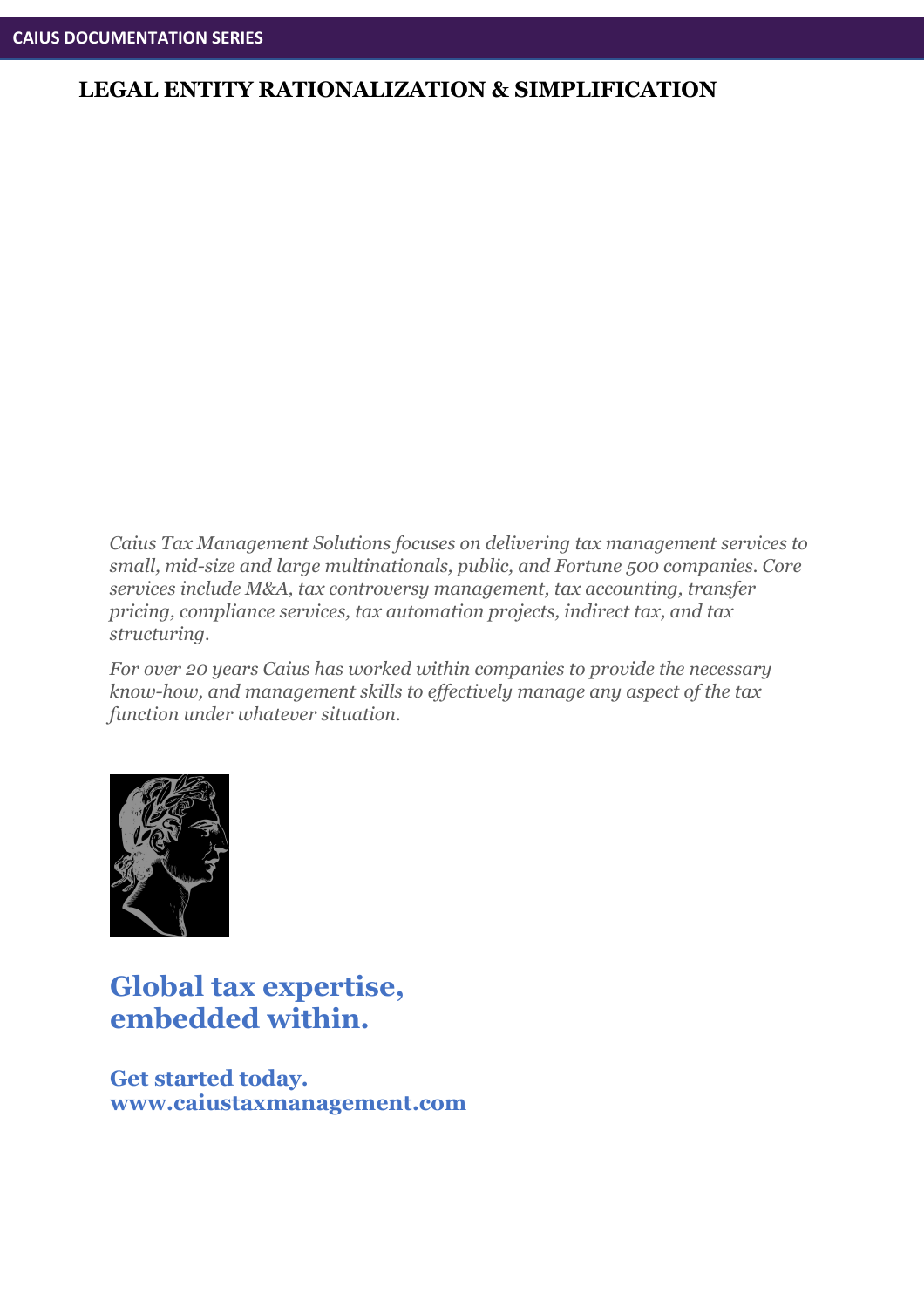## LEGAL ENTITY RATIONALIZATION & SIMPLIFICATION

*Caius Tax Management Solutions focuses on delivering tax management services to small, mid-size and large multinationals, public, and Fortune 500 companies. Core services include M&A, tax controversy management, tax accounting, transfer pricing, compliance services, tax automation projects, indirect tax, and tax structuring.*

*For over 20 years Caius has worked within companies to provide the necessary know-how, and management skills to effectively manage any aspect of the tax function under whatever situation.*

**Global tax expertise, embedded within.**

**Get started today.**
**www.caiustaxmanagement.com**